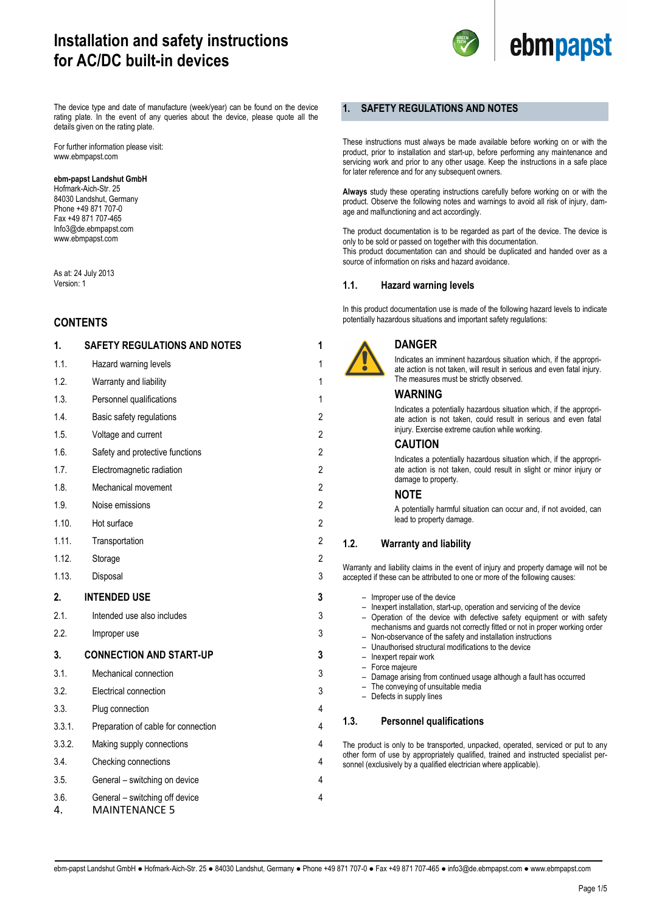# Installation and safety instructions for AC/DC built-in devices

The device type and date of manufacture (week/year) can be found on the device rating plate. In the event of any queries about the device, please quote all the details given on the rating plate.

For further information please visit:
www.ebmpapst.com

**ebm-papst Landshut GmbH**
Hofmark-Aich-Str. 25
84030 Landshut, Germany
Phone +49 871 707-0
Fax +49 871 707-465
Info3@de.ebmpapst.com
www.ebmpapst.com

As at: 24 July 2013
Version: 1

## CONTENTS

| | | |
|---|---|---|
| **1.** | **SAFETY REGULATIONS AND NOTES** | **1** |
| 1.1. | Hazard warning levels | 1 |
| 1.2. | Warranty and liability | 1 |
| 1.3. | Personnel qualifications | 1 |
| 1.4. | Basic safety regulations | 2 |
| 1.5. | Voltage and current | 2 |
| 1.6. | Safety and protective functions | 2 |
| 1.7. | Electromagnetic radiation | 2 |
| 1.8. | Mechanical movement | 2 |
| 1.9. | Noise emissions | 2 |
| 1.10. | Hot surface | 2 |
| 1.11. | Transportation | 2 |
| 1.12. | Storage | 2 |
| 1.13. | Disposal | 3 |
| **2.** | **INTENDED USE** | **3** |
| 2.1. | Intended use also includes | 3 |
| 2.2. | Improper use | 3 |
| **3.** | **CONNECTION AND START-UP** | **3** |
| 3.1. | Mechanical connection | 3 |
| 3.2. | Electrical connection | 3 |
| 3.3. | Plug connection | 4 |
| 3.3.1. | Preparation of cable for connection | 4 |
| 3.3.2. | Making supply connections | 4 |
| 3.4. | Checking connections | 4 |
| 3.5. | General – switching on device | 4 |
| 3.6. | General – switching off device | 4 |
| 4. | MAINTENANCE 5 | |

## 1. SAFETY REGULATIONS AND NOTES

These instructions must always be made available before working on or with the product, prior to installation and start-up, before performing any maintenance and servicing work and prior to any other usage. Keep the instructions in a safe place for later reference and for any subsequent owners.

**Always** study these operating instructions carefully before working on or with the product. Observe the following notes and warnings to avoid all risk of injury, damage and malfunctioning and act accordingly.

The product documentation is to be regarded as part of the device. The device is only to be sold or passed on together with this documentation.
This product documentation can and should be duplicated and handed over as a source of information on risks and hazard avoidance.

### 1.1. Hazard warning levels

In this product documentation use is made of the following hazard levels to indicate potentially hazardous situations and important safety regulations:

**DANGER**

Indicates an imminent hazardous situation which, if the appropriate action is not taken, will result in serious and even fatal injury. The measures must be strictly observed.

**WARNING**

Indicates a potentially hazardous situation which, if the appropriate action is not taken, could result in serious and even fatal injury. Exercise extreme caution while working.

**CAUTION**

Indicates a potentially hazardous situation which, if the appropriate action is not taken, could result in slight or minor injury or damage to property.

**NOTE**

A potentially harmful situation can occur and, if not avoided, can lead to property damage.

### 1.2. Warranty and liability

Warranty and liability claims in the event of injury and property damage will not be accepted if these can be attributed to one or more of the following causes:

- Improper use of the device
- Inexpert installation, start-up, operation and servicing of the device
- Operation of the device with defective safety equipment or with safety mechanisms and guards not correctly fitted or not in proper working order
- Non-observance of the safety and installation instructions
- Unauthorised structural modifications to the device
- Inexpert repair work
- Force majeure
- Damage arising from continued usage although a fault has occurred
- The conveying of unsuitable media
- Defects in supply lines

### 1.3. Personnel qualifications

The product is only to be transported, unpacked, operated, serviced or put to any other form of use by appropriately qualified, trained and instructed specialist personnel (exclusively by a qualified electrician where applicable).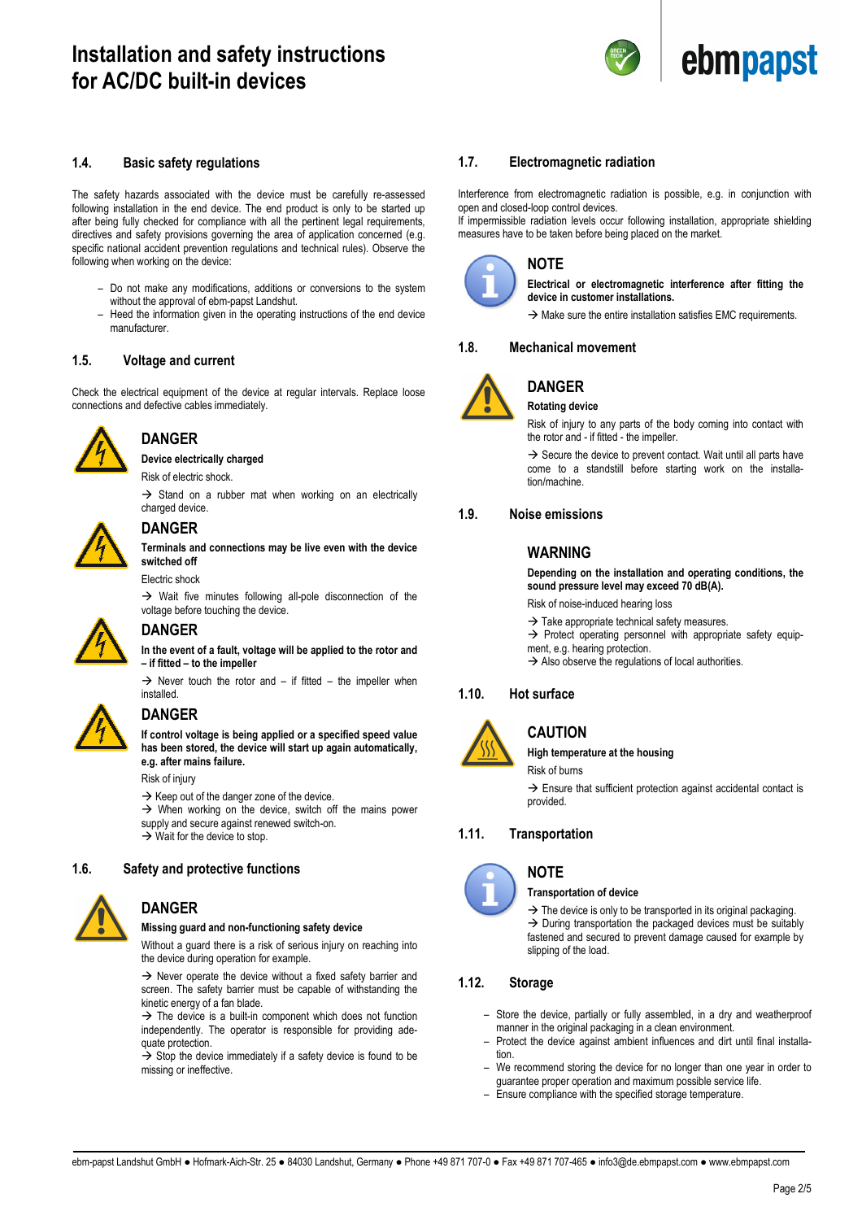## 1.4. Basic safety regulations

The safety hazards associated with the device must be carefully re-assessed following installation in the end device. The end product is only to be started up after being fully checked for compliance with all the pertinent legal requirements, directives and safety provisions governing the area of application concerned (e.g. specific national accident prevention regulations and technical rules). Observe the following when working on the device:

- Do not make any modifications, additions or conversions to the system without the approval of ebm-papst Landshut.
- Heed the information given in the operating instructions of the end device manufacturer.

## 1.5. Voltage and current

Check the electrical equipment of the device at regular intervals. Replace loose connections and defective cables immediately.

### DANGER

**Device electrically charged**

Risk of electric shock.

→ Stand on a rubber mat when working on an electrically charged device.

### DANGER

**Terminals and connections may be live even with the device switched off**

Electric shock

→ Wait five minutes following all-pole disconnection of the voltage before touching the device.

### DANGER

**In the event of a fault, voltage will be applied to the rotor and – if fitted – to the impeller**

→ Never touch the rotor and – if fitted – the impeller when installed.

### DANGER

**If control voltage is being applied or a specified speed value has been stored, the device will start up again automatically, e.g. after mains failure.**

Risk of injury

→ Keep out of the danger zone of the device.
→ When working on the device, switch off the mains power supply and secure against renewed switch-on.
→ Wait for the device to stop.

## 1.6. Safety and protective functions

### DANGER

**Missing guard and non-functioning safety device**

Without a guard there is a risk of serious injury on reaching into the device during operation for example.

→ Never operate the device without a fixed safety barrier and screen. The safety barrier must be capable of withstanding the kinetic energy of a fan blade.
→ The device is a built-in component which does not function independently. The operator is responsible for providing adequate protection.
→ Stop the device immediately if a safety device is found to be missing or ineffective.

## 1.7. Electromagnetic radiation

Interference from electromagnetic radiation is possible, e.g. in conjunction with open and closed-loop control devices.
If impermissible radiation levels occur following installation, appropriate shielding measures have to be taken before being placed on the market.

### NOTE

**Electrical or electromagnetic interference after fitting the device in customer installations.**

→ Make sure the entire installation satisfies EMC requirements.

## 1.8. Mechanical movement

### DANGER

**Rotating device**

Risk of injury to any parts of the body coming into contact with the rotor and - if fitted - the impeller.

→ Secure the device to prevent contact. Wait until all parts have come to a standstill before starting work on the installation/machine.

## 1.9. Noise emissions

### WARNING

**Depending on the installation and operating conditions, the sound pressure level may exceed 70 dB(A).**

Risk of noise-induced hearing loss

→ Take appropriate technical safety measures.
→ Protect operating personnel with appropriate safety equipment, e.g. hearing protection.
→ Also observe the regulations of local authorities.

## 1.10. Hot surface

### CAUTION

**High temperature at the housing**

Risk of burns

→ Ensure that sufficient protection against accidental contact is provided.

## 1.11. Transportation

### NOTE

**Transportation of device**

→ The device is only to be transported in its original packaging.
→ During transportation the packaged devices must be suitably fastened and secured to prevent damage caused for example by slipping of the load.

## 1.12. Storage

- Store the device, partially or fully assembled, in a dry and weatherproof manner in the original packaging in a clean environment.
- Protect the device against ambient influences and dirt until final installation.
- We recommend storing the device for no longer than one year in order to guarantee proper operation and maximum possible service life.
- Ensure compliance with the specified storage temperature.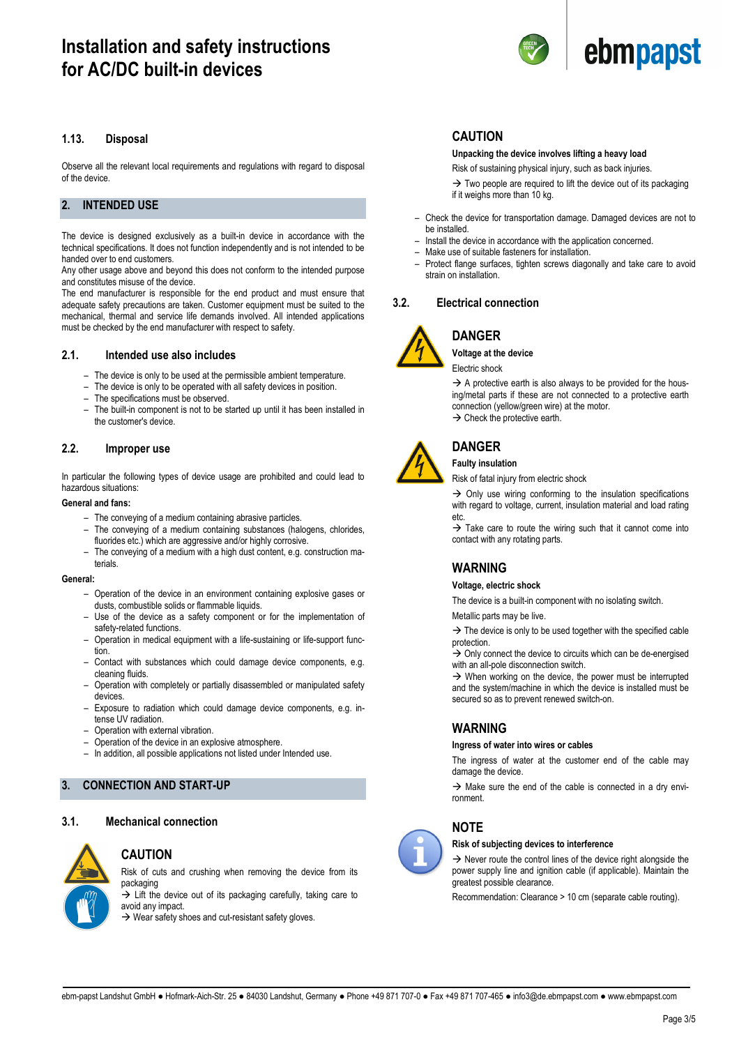### 1.13. Disposal

Observe all the relevant local requirements and regulations with regard to disposal of the device.

## 2. INTENDED USE

The device is designed exclusively as a built-in device in accordance with the technical specifications. It does not function independently and is not intended to be handed over to end customers.
Any other usage above and beyond this does not conform to the intended purpose and constitutes misuse of the device.
The end manufacturer is responsible for the end product and must ensure that adequate safety precautions are taken. Customer equipment must be suited to the mechanical, thermal and service life demands involved. All intended applications must be checked by the end manufacturer with respect to safety.

### 2.1. Intended use also includes

- The device is only to be used at the permissible ambient temperature.
- The device is only to be operated with all safety devices in position.
- The specifications must be observed.
- The built-in component is not to be started up until it has been installed in the customer's device.

### 2.2. Improper use

In particular the following types of device usage are prohibited and could lead to hazardous situations:

**General and fans:**

- The conveying of a medium containing abrasive particles.
- The conveying of a medium containing substances (halogens, chlorides, fluorides etc.) which are aggressive and/or highly corrosive.
- The conveying of a medium with a high dust content, e.g. construction materials.

**General:**

- Operation of the device in an environment containing explosive gases or dusts, combustible solids or flammable liquids.
- Use of the device as a safety component or for the implementation of safety-related functions.
- Operation in medical equipment with a life-sustaining or life-support function.
- Contact with substances which could damage device components, e.g. cleaning fluids.
- Operation with completely or partially disassembled or manipulated safety devices.
- Exposure to radiation which could damage device components, e.g. intense UV radiation.
- Operation with external vibration.
- Operation of the device in an explosive atmosphere.
- In addition, all possible applications not listed under Intended use.

## 3. CONNECTION AND START-UP

### 3.1. Mechanical connection

**CAUTION**

**Risk of cuts and crushing when removing the device from its packaging**

→ Lift the device out of its packaging carefully, taking care to avoid any impact.
→ Wear safety shoes and cut-resistant safety gloves.

**CAUTION**

**Unpacking the device involves lifting a heavy load**

Risk of sustaining physical injury, such as back injuries.

→ Two people are required to lift the device out of its packaging if it weighs more than 10 kg.

- Check the device for transportation damage. Damaged devices are not to be installed.
- Install the device in accordance with the application concerned.
- Make use of suitable fasteners for installation.
- Protect flange surfaces, tighten screws diagonally and take care to avoid strain on installation.

### 3.2. Electrical connection

**DANGER**

**Voltage at the device**

Electric shock

→ A protective earth is also always to be provided for the housing/metal parts if these are not connected to a protective earth connection (yellow/green wire) at the motor.
→ Check the protective earth.

**DANGER**

**Faulty insulation**

Risk of fatal injury from electric shock

→ Only use wiring conforming to the insulation specifications with regard to voltage, current, insulation material and load rating etc.
→ Take care to route the wiring such that it cannot come into contact with any rotating parts.

**WARNING**

**Voltage, electric shock**

The device is a built-in component with no isolating switch.

Metallic parts may be live.

→ The device is only to be used together with the specified cable protection.
→ Only connect the device to circuits which can be de-energised with an all-pole disconnection switch.
→ When working on the device, the power must be interrupted and the system/machine in which the device is installed must be secured so as to prevent renewed switch-on.

**WARNING**

**Ingress of water into wires or cables**

The ingress of water at the customer end of the cable may damage the device.

→ Make sure the end of the cable is connected in a dry environment.

**NOTE**

**Risk of subjecting devices to interference**

→ Never route the control lines of the device right alongside the power supply line and ignition cable (if applicable). Maintain the greatest possible clearance.

Recommendation: Clearance > 10 cm (separate cable routing).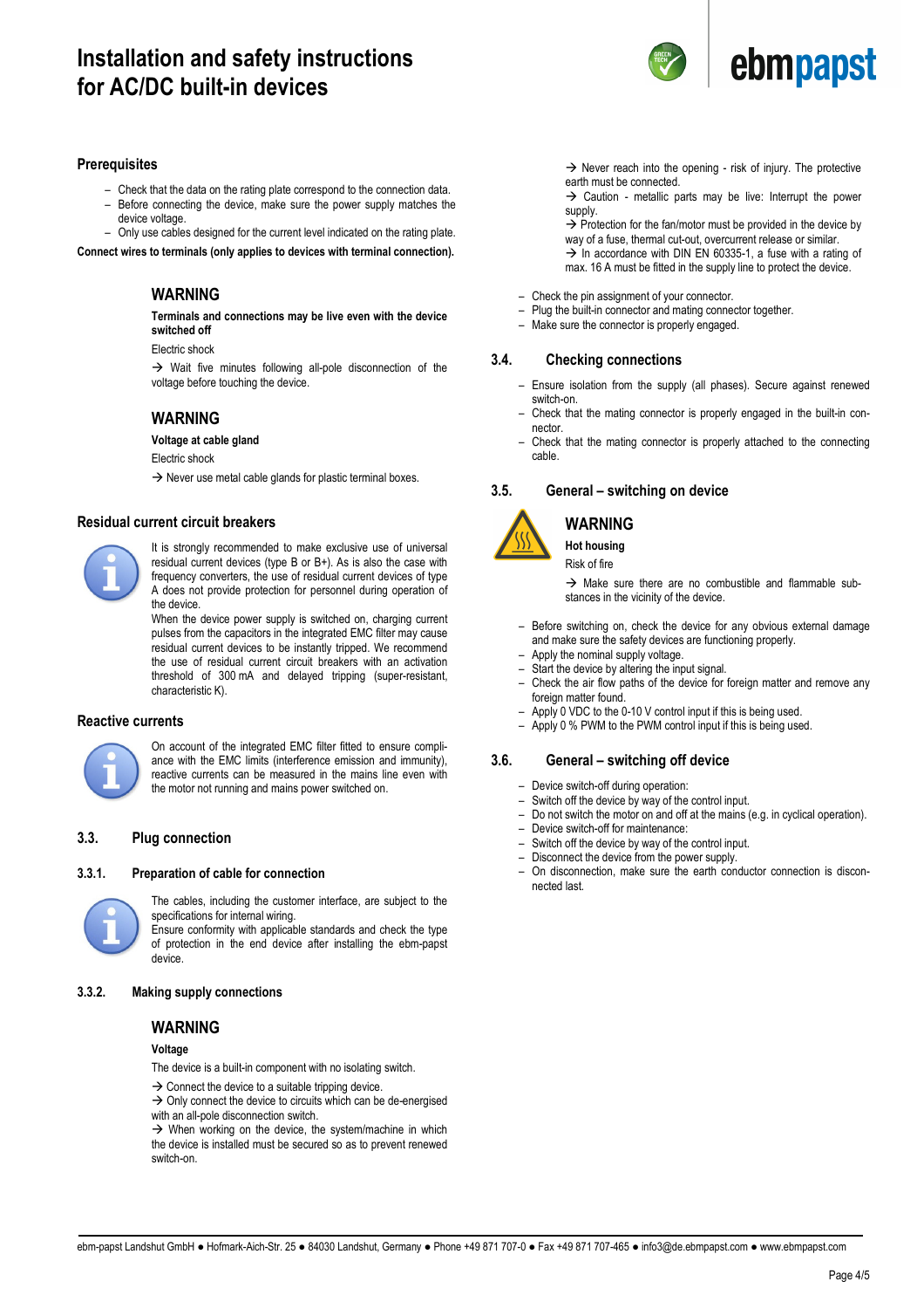# Installation and safety instructions for AC/DC built-in devices

## Prerequisites

- Check that the data on the rating plate correspond to the connection data.
- Before connecting the device, make sure the power supply matches the device voltage.
- Only use cables designed for the current level indicated on the rating plate.

**Connect wires to terminals (only applies to devices with terminal connection).**

### WARNING

**Terminals and connections may be live even with the device switched off**

Electric shock

→ Wait five minutes following all-pole disconnection of the voltage before touching the device.

### WARNING

**Voltage at cable gland**

Electric shock

→ Never use metal cable glands for plastic terminal boxes.

## Residual current circuit breakers

It is strongly recommended to make exclusive use of universal residual current devices (type B or B+). As is also the case with frequency converters, the use of residual current devices of type A does not provide protection for personnel during operation of the device.

When the device power supply is switched on, charging current pulses from the capacitors in the integrated EMC filter may cause residual current devices to be instantly tripped. We recommend the use of residual current circuit breakers with an activation threshold of 300 mA and delayed tripping (super-resistant, characteristic K).

## Reactive currents

On account of the integrated EMC filter fitted to ensure compliance with the EMC limits (interference emission and immunity), reactive currents can be measured in the mains line even with the motor not running and mains power switched on.

## 3.3. Plug connection

### 3.3.1. Preparation of cable for connection

The cables, including the customer interface, are subject to the specifications for internal wiring.

Ensure conformity with applicable standards and check the type of protection in the end device after installing the ebm-papst device.

### 3.3.2. Making supply connections

### WARNING

**Voltage**

The device is a built-in component with no isolating switch.

→ Connect the device to a suitable tripping device.

→ Only connect the device to circuits which can be de-energised with an all-pole disconnection switch.

→ When working on the device, the system/machine in which the device is installed must be secured so as to prevent renewed switch-on.

→ Never reach into the opening - risk of injury. The protective earth must be connected.

→ Caution - metallic parts may be live: Interrupt the power supply.

→ Protection for the fan/motor must be provided in the device by way of a fuse, thermal cut-out, overcurrent release or similar.

→ In accordance with DIN EN 60335-1, a fuse with a rating of max. 16 A must be fitted in the supply line to protect the device.

- Check the pin assignment of your connector.
- Plug the built-in connector and mating connector together.
- Make sure the connector is properly engaged.

## 3.4. Checking connections

- Ensure isolation from the supply (all phases). Secure against renewed switch-on.
- Check that the mating connector is properly engaged in the built-in connector.
- Check that the mating connector is properly attached to the connecting cable.

## 3.5. General – switching on device

### WARNING

**Hot housing**

Risk of fire

→ Make sure there are no combustible and flammable substances in the vicinity of the device.

- Before switching on, check the device for any obvious external damage and make sure the safety devices are functioning properly.
- Apply the nominal supply voltage.
- Start the device by altering the input signal.
- Check the air flow paths of the device for foreign matter and remove any foreign matter found.
- Apply 0 VDC to the 0-10 V control input if this is being used.
- Apply 0 % PWM to the PWM control input if this is being used.

## 3.6. General – switching off device

- Device switch-off during operation:
- Switch off the device by way of the control input.
- Do not switch the motor on and off at the mains (e.g. in cyclical operation).
- Device switch-off for maintenance:
- Switch off the device by way of the control input.
- Disconnect the device from the power supply.
- On disconnection, make sure the earth conductor connection is disconnected last.

ebm-papst Landshut GmbH ● Hofmark-Aich-Str. 25 ● 84030 Landshut, Germany ● Phone +49 871 707-0 ● Fax +49 871 707-465 ● info3@de.ebmpapst.com ● www.ebmpapst.com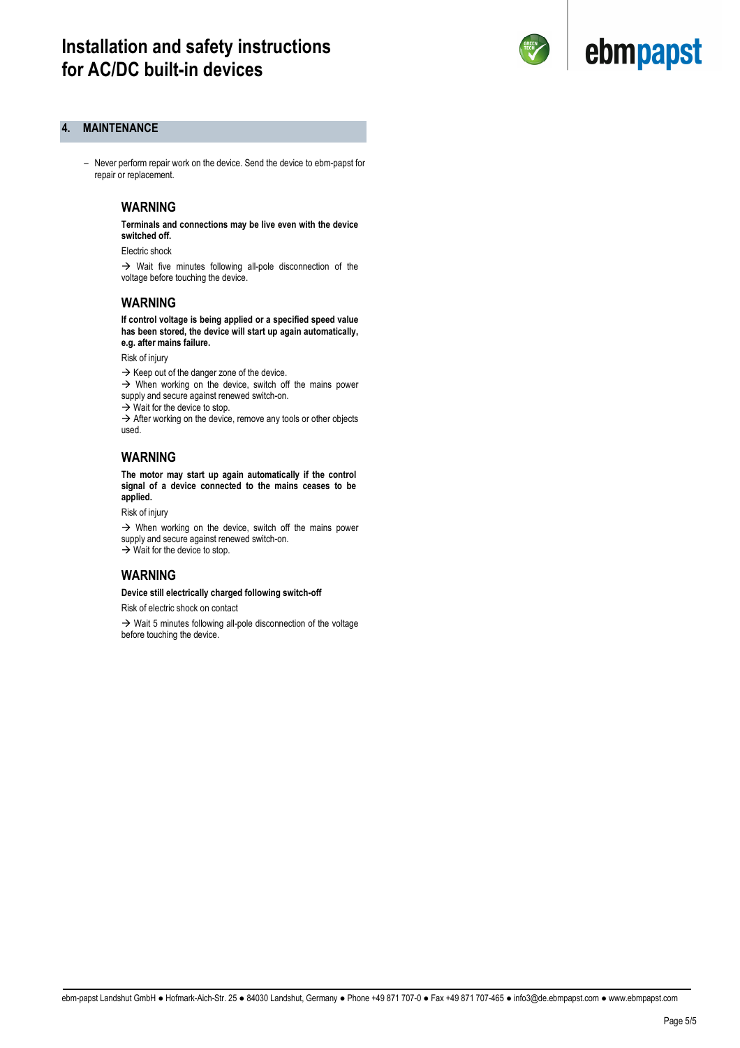## 4. MAINTENANCE

– Never perform repair work on the device. Send the device to ebm-papst for repair or replacement.

### WARNING

**Terminals and connections may be live even with the device switched off.**

Electric shock

→ Wait five minutes following all-pole disconnection of the voltage before touching the device.

### WARNING

**If control voltage is being applied or a specified speed value has been stored, the device will start up again automatically, e.g. after mains failure.**

Risk of injury

→ Keep out of the danger zone of the device.
→ When working on the device, switch off the mains power supply and secure against renewed switch-on.
→ Wait for the device to stop.
→ After working on the device, remove any tools or other objects used.

### WARNING

**The motor may start up again automatically if the control signal of a device connected to the mains ceases to be applied.**

Risk of injury

→ When working on the device, switch off the mains power supply and secure against renewed switch-on.
→ Wait for the device to stop.

### WARNING

**Device still electrically charged following switch-off**

Risk of electric shock on contact

→ Wait 5 minutes following all-pole disconnection of the voltage before touching the device.